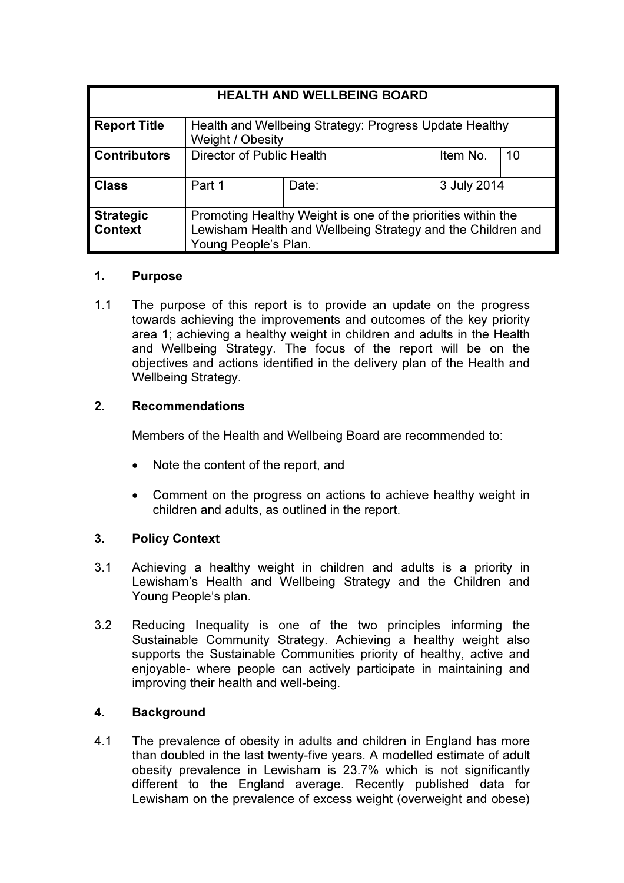| HEALTH AND WELLBEING BOARD | | | | |
|---|---|---|---|---|
| **Report Title** | Health and Wellbeing Strategy: Progress Update Healthy Weight / Obesity | | | |
| **Contributors** | Director of Public Health | | Item No. | 10 |
| **Class** | Part 1 | Date: | 3 July 2014 | |
| **Strategic Context** | Promoting Healthy Weight is one of the priorities within the Lewisham Health and Wellbeing Strategy and the Children and Young People's Plan. | | | |

## 1. Purpose

1.1 The purpose of this report is to provide an update on the progress towards achieving the improvements and outcomes of the key priority area 1; achieving a healthy weight in children and adults in the Health and Wellbeing Strategy. The focus of the report will be on the objectives and actions identified in the delivery plan of the Health and Wellbeing Strategy.

## 2. Recommendations

Members of the Health and Wellbeing Board are recommended to:

- Note the content of the report, and
- Comment on the progress on actions to achieve healthy weight in children and adults, as outlined in the report.

## 3. Policy Context

3.1 Achieving a healthy weight in children and adults is a priority in Lewisham's Health and Wellbeing Strategy and the Children and Young People's plan.

3.2 Reducing Inequality is one of the two principles informing the Sustainable Community Strategy. Achieving a healthy weight also supports the Sustainable Communities priority of healthy, active and enjoyable- where people can actively participate in maintaining and improving their health and well-being.

## 4. Background

4.1 The prevalence of obesity in adults and children in England has more than doubled in the last twenty-five years. A modelled estimate of adult obesity prevalence in Lewisham is 23.7% which is not significantly different to the England average. Recently published data for Lewisham on the prevalence of excess weight (overweight and obese)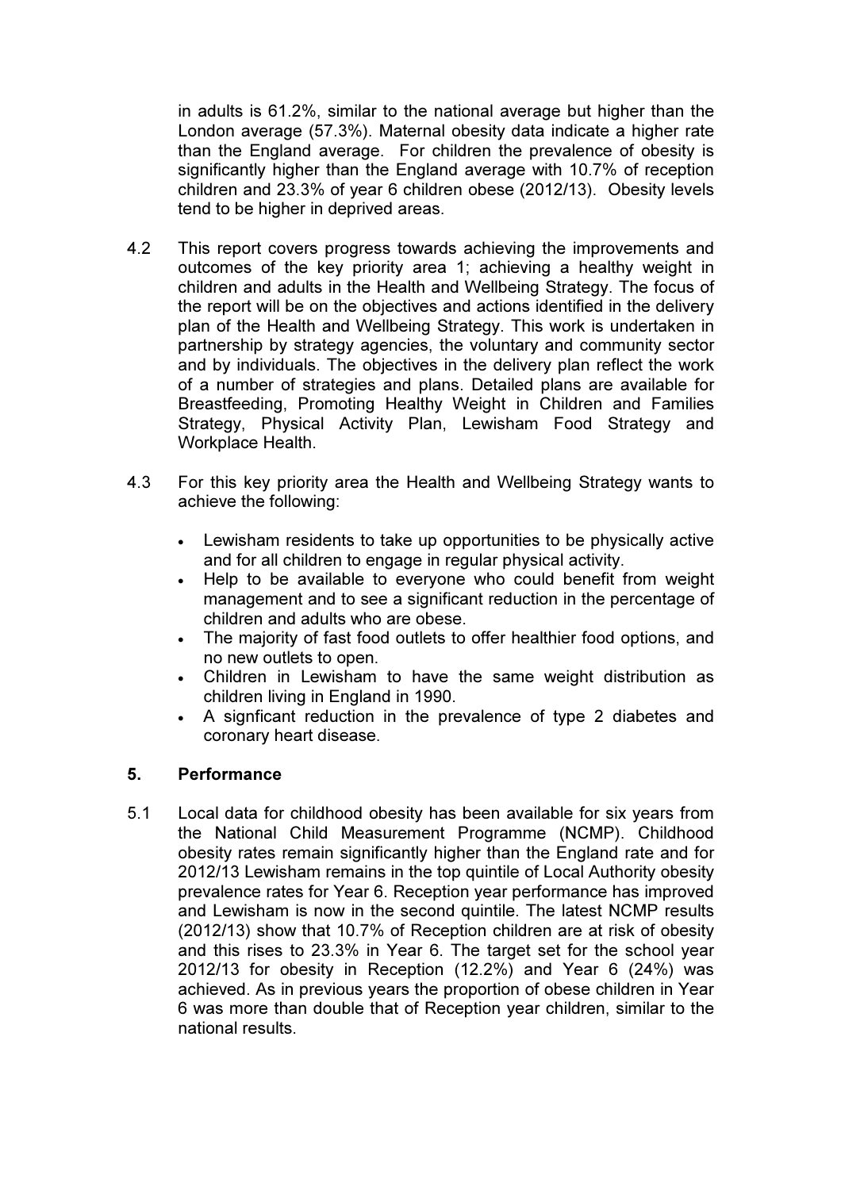in adults is 61.2%, similar to the national average but higher than the London average (57.3%). Maternal obesity data indicate a higher rate than the England average. For children the prevalence of obesity is significantly higher than the England average with 10.7% of reception children and 23.3% of year 6 children obese (2012/13). Obesity levels tend to be higher in deprived areas.

4.2 This report covers progress towards achieving the improvements and outcomes of the key priority area 1; achieving a healthy weight in children and adults in the Health and Wellbeing Strategy. The focus of the report will be on the objectives and actions identified in the delivery plan of the Health and Wellbeing Strategy. This work is undertaken in partnership by strategy agencies, the voluntary and community sector and by individuals. The objectives in the delivery plan reflect the work of a number of strategies and plans. Detailed plans are available for Breastfeeding, Promoting Healthy Weight in Children and Families Strategy, Physical Activity Plan, Lewisham Food Strategy and Workplace Health.

4.3 For this key priority area the Health and Wellbeing Strategy wants to achieve the following:

- Lewisham residents to take up opportunities to be physically active and for all children to engage in regular physical activity.
- Help to be available to everyone who could benefit from weight management and to see a significant reduction in the percentage of children and adults who are obese.
- The majority of fast food outlets to offer healthier food options, and no new outlets to open.
- Children in Lewisham to have the same weight distribution as children living in England in 1990.
- A signficant reduction in the prevalence of type 2 diabetes and coronary heart disease.

## 5. Performance

5.1 Local data for childhood obesity has been available for six years from the National Child Measurement Programme (NCMP). Childhood obesity rates remain significantly higher than the England rate and for 2012/13 Lewisham remains in the top quintile of Local Authority obesity prevalence rates for Year 6. Reception year performance has improved and Lewisham is now in the second quintile. The latest NCMP results (2012/13) show that 10.7% of Reception children are at risk of obesity and this rises to 23.3% in Year 6. The target set for the school year 2012/13 for obesity in Reception (12.2%) and Year 6 (24%) was achieved. As in previous years the proportion of obese children in Year 6 was more than double that of Reception year children, similar to the national results.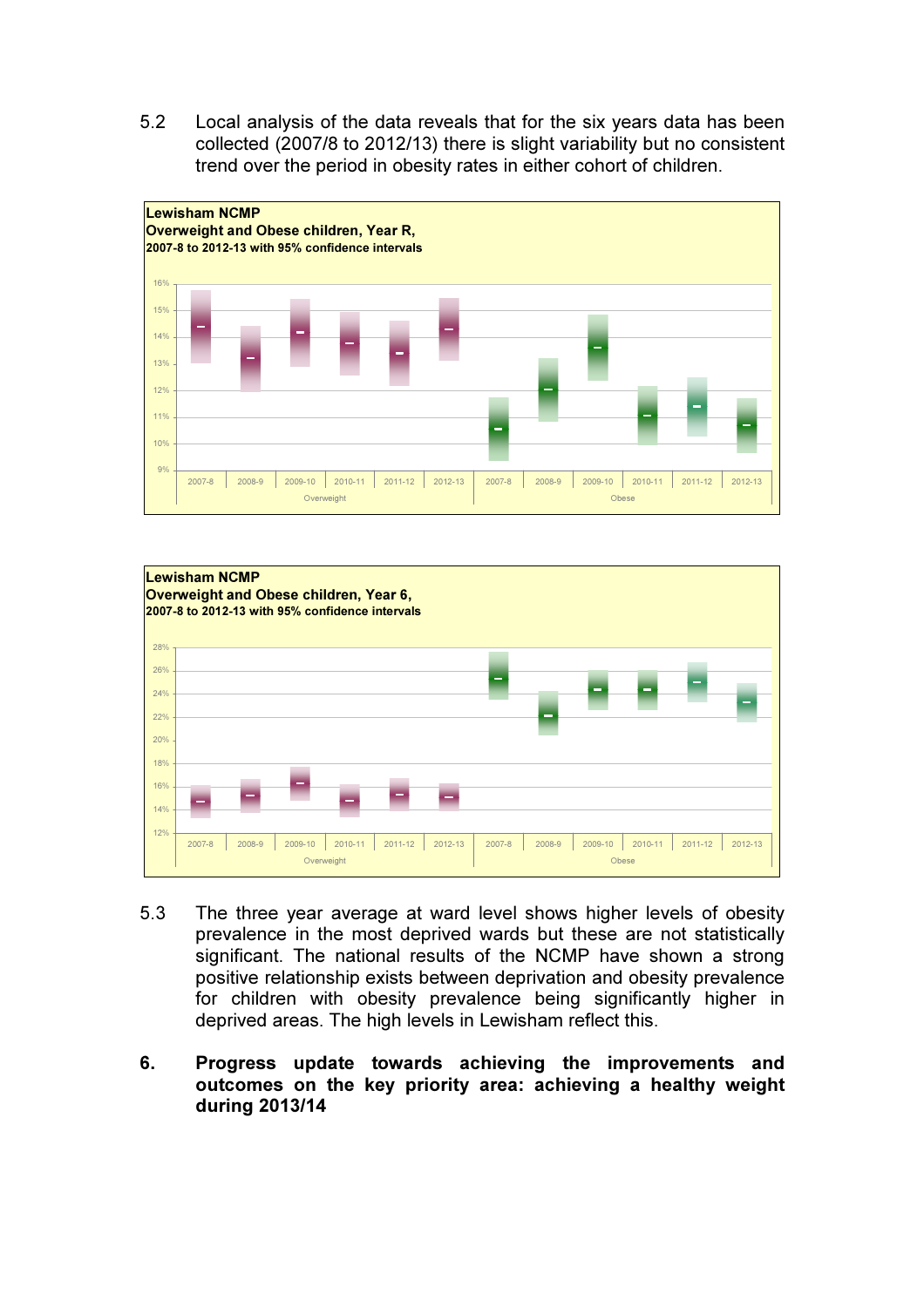5.2 Local analysis of the data reveals that for the six years data has been collected (2007/8 to 2012/13) there is slight variability but no consistent trend over the period in obesity rates in either cohort of children.

**Lewisham NCMP**
**Overweight and Obese children, Year R,**
**2007-8 to 2012-13 with 95% confidence intervals**

**Lewisham NCMP**
**Overweight and Obese children, Year 6,**
**2007-8 to 2012-13 with 95% confidence intervals**

5.3 The three year average at ward level shows higher levels of obesity prevalence in the most deprived wards but these are not statistically significant. The national results of the NCMP have shown a strong positive relationship exists between deprivation and obesity prevalence for children with obesity prevalence being significantly higher in deprived areas. The high levels in Lewisham reflect this.

## 6. Progress update towards achieving the improvements and outcomes on the key priority area: achieving a healthy weight during 2013/14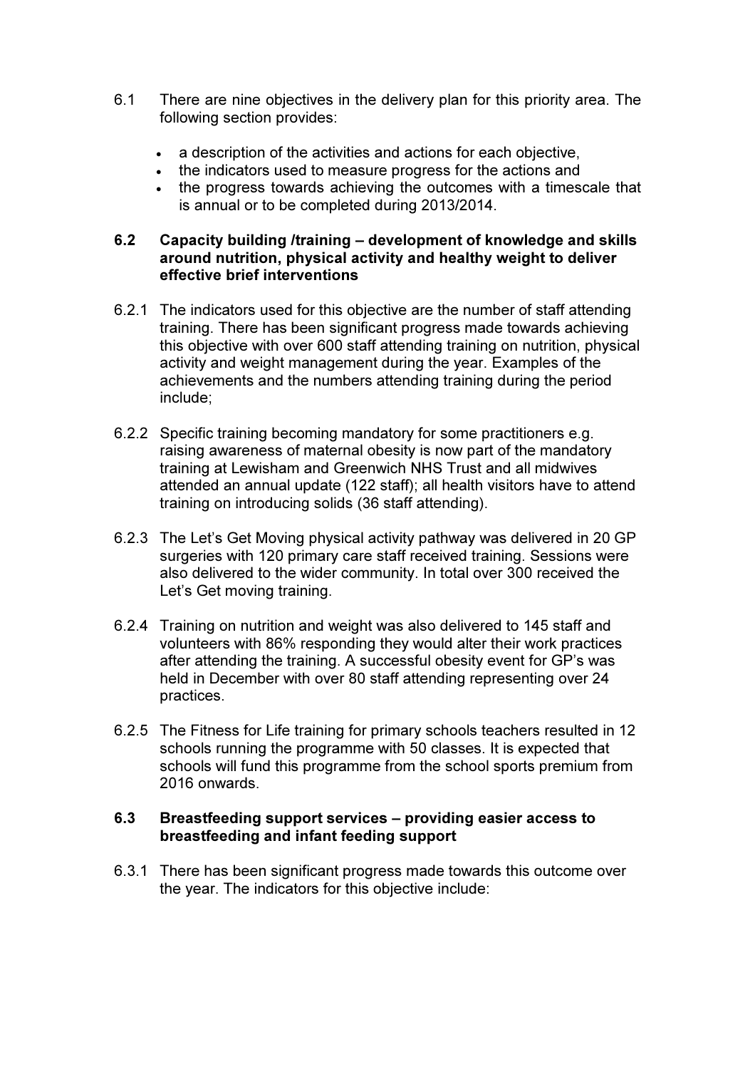6.1 There are nine objectives in the delivery plan for this priority area. The following section provides:

- a description of the activities and actions for each objective,
- the indicators used to measure progress for the actions and
- the progress towards achieving the outcomes with a timescale that is annual or to be completed during 2013/2014.

**6.2 Capacity building /training – development of knowledge and skills around nutrition, physical activity and healthy weight to deliver effective brief interventions**

6.2.1 The indicators used for this objective are the number of staff attending training. There has been significant progress made towards achieving this objective with over 600 staff attending training on nutrition, physical activity and weight management during the year. Examples of the achievements and the numbers attending training during the period include;

6.2.2 Specific training becoming mandatory for some practitioners e.g. raising awareness of maternal obesity is now part of the mandatory training at Lewisham and Greenwich NHS Trust and all midwives attended an annual update (122 staff); all health visitors have to attend training on introducing solids (36 staff attending).

6.2.3 The Let's Get Moving physical activity pathway was delivered in 20 GP surgeries with 120 primary care staff received training. Sessions were also delivered to the wider community. In total over 300 received the Let's Get moving training.

6.2.4 Training on nutrition and weight was also delivered to 145 staff and volunteers with 86% responding they would alter their work practices after attending the training. A successful obesity event for GP's was held in December with over 80 staff attending representing over 24 practices.

6.2.5 The Fitness for Life training for primary schools teachers resulted in 12 schools running the programme with 50 classes. It is expected that schools will fund this programme from the school sports premium from 2016 onwards.

**6.3 Breastfeeding support services – providing easier access to breastfeeding and infant feeding support**

6.3.1 There has been significant progress made towards this outcome over the year. The indicators for this objective include: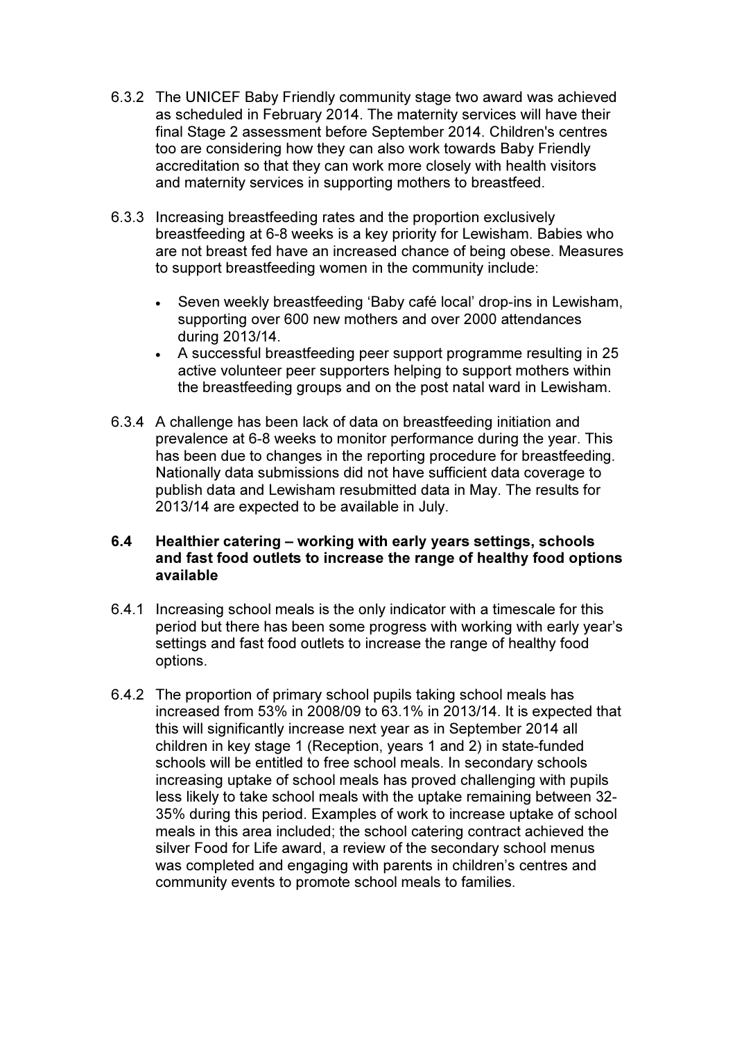6.3.2 The UNICEF Baby Friendly community stage two award was achieved as scheduled in February 2014. The maternity services will have their final Stage 2 assessment before September 2014. Children's centres too are considering how they can also work towards Baby Friendly accreditation so that they can work more closely with health visitors and maternity services in supporting mothers to breastfeed.

6.3.3 Increasing breastfeeding rates and the proportion exclusively breastfeeding at 6-8 weeks is a key priority for Lewisham. Babies who are not breast fed have an increased chance of being obese. Measures to support breastfeeding women in the community include:

- Seven weekly breastfeeding 'Baby café local' drop-ins in Lewisham, supporting over 600 new mothers and over 2000 attendances during 2013/14.
- A successful breastfeeding peer support programme resulting in 25 active volunteer peer supporters helping to support mothers within the breastfeeding groups and on the post natal ward in Lewisham.

6.3.4 A challenge has been lack of data on breastfeeding initiation and prevalence at 6-8 weeks to monitor performance during the year. This has been due to changes in the reporting procedure for breastfeeding. Nationally data submissions did not have sufficient data coverage to publish data and Lewisham resubmitted data in May. The results for 2013/14 are expected to be available in July.

### 6.4 Healthier catering – working with early years settings, schools and fast food outlets to increase the range of healthy food options available

6.4.1 Increasing school meals is the only indicator with a timescale for this period but there has been some progress with working with early year's settings and fast food outlets to increase the range of healthy food options.

6.4.2 The proportion of primary school pupils taking school meals has increased from 53% in 2008/09 to 63.1% in 2013/14. It is expected that this will significantly increase next year as in September 2014 all children in key stage 1 (Reception, years 1 and 2) in state-funded schools will be entitled to free school meals. In secondary schools increasing uptake of school meals has proved challenging with pupils less likely to take school meals with the uptake remaining between 32-35% during this period. Examples of work to increase uptake of school meals in this area included; the school catering contract achieved the silver Food for Life award, a review of the secondary school menus was completed and engaging with parents in children's centres and community events to promote school meals to families.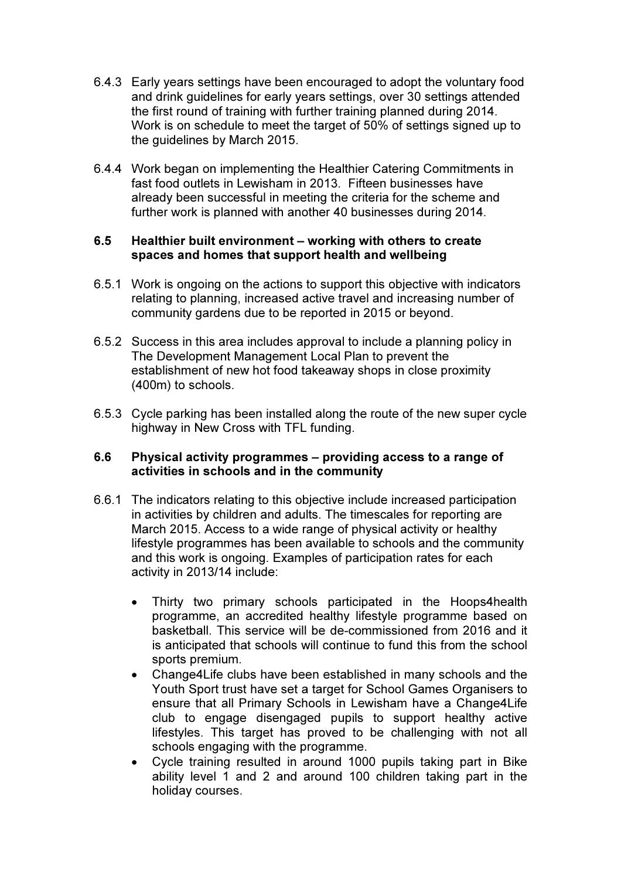6.4.3 Early years settings have been encouraged to adopt the voluntary food and drink guidelines for early years settings, over 30 settings attended the first round of training with further training planned during 2014. Work is on schedule to meet the target of 50% of settings signed up to the guidelines by March 2015.

6.4.4 Work began on implementing the Healthier Catering Commitments in fast food outlets in Lewisham in 2013. Fifteen businesses have already been successful in meeting the criteria for the scheme and further work is planned with another 40 businesses during 2014.

### 6.5 Healthier built environment – working with others to create spaces and homes that support health and wellbeing

6.5.1 Work is ongoing on the actions to support this objective with indicators relating to planning, increased active travel and increasing number of community gardens due to be reported in 2015 or beyond.

6.5.2 Success in this area includes approval to include a planning policy in The Development Management Local Plan to prevent the establishment of new hot food takeaway shops in close proximity (400m) to schools.

6.5.3 Cycle parking has been installed along the route of the new super cycle highway in New Cross with TFL funding.

### 6.6 Physical activity programmes – providing access to a range of activities in schools and in the community

6.6.1 The indicators relating to this objective include increased participation in activities by children and adults. The timescales for reporting are March 2015. Access to a wide range of physical activity or healthy lifestyle programmes has been available to schools and the community and this work is ongoing. Examples of participation rates for each activity in 2013/14 include:

- Thirty two primary schools participated in the Hoops4health programme, an accredited healthy lifestyle programme based on basketball. This service will be de-commissioned from 2016 and it is anticipated that schools will continue to fund this from the school sports premium.
- Change4Life clubs have been established in many schools and the Youth Sport trust have set a target for School Games Organisers to ensure that all Primary Schools in Lewisham have a Change4Life club to engage disengaged pupils to support healthy active lifestyles. This target has proved to be challenging with not all schools engaging with the programme.
- Cycle training resulted in around 1000 pupils taking part in Bike ability level 1 and 2 and around 100 children taking part in the holiday courses.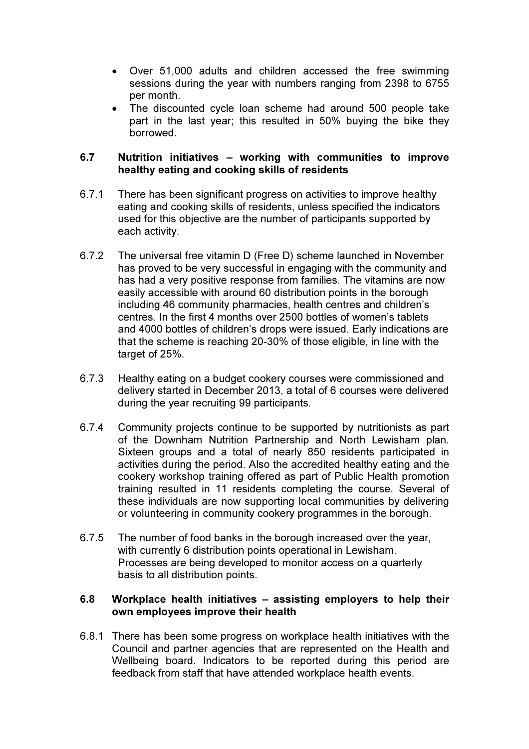- Over 51,000 adults and children accessed the free swimming sessions during the year with numbers ranging from 2398 to 6755 per month.
- The discounted cycle loan scheme had around 500 people take part in the last year; this resulted in 50% buying the bike they borrowed.

### 6.7 Nutrition initiatives – working with communities to improve healthy eating and cooking skills of residents

6.7.1 There has been significant progress on activities to improve healthy eating and cooking skills of residents, unless specified the indicators used for this objective are the number of participants supported by each activity.

6.7.2 The universal free vitamin D (Free D) scheme launched in November has proved to be very successful in engaging with the community and has had a very positive response from families. The vitamins are now easily accessible with around 60 distribution points in the borough including 46 community pharmacies, health centres and children's centres. In the first 4 months over 2500 bottles of women's tablets and 4000 bottles of children's drops were issued. Early indications are that the scheme is reaching 20-30% of those eligible, in line with the target of 25%.

6.7.3 Healthy eating on a budget cookery courses were commissioned and delivery started in December 2013, a total of 6 courses were delivered during the year recruiting 99 participants.

6.7.4 Community projects continue to be supported by nutritionists as part of the Downham Nutrition Partnership and North Lewisham plan. Sixteen groups and a total of nearly 850 residents participated in activities during the period. Also the accredited healthy eating and the cookery workshop training offered as part of Public Health promotion training resulted in 11 residents completing the course. Several of these individuals are now supporting local communities by delivering or volunteering in community cookery programmes in the borough.

6.7.5 The number of food banks in the borough increased over the year, with currently 6 distribution points operational in Lewisham. Processes are being developed to monitor access on a quarterly basis to all distribution points.

### 6.8 Workplace health initiatives – assisting employers to help their own employees improve their health

6.8.1 There has been some progress on workplace health initiatives with the Council and partner agencies that are represented on the Health and Wellbeing board. Indicators to be reported during this period are feedback from staff that have attended workplace health events.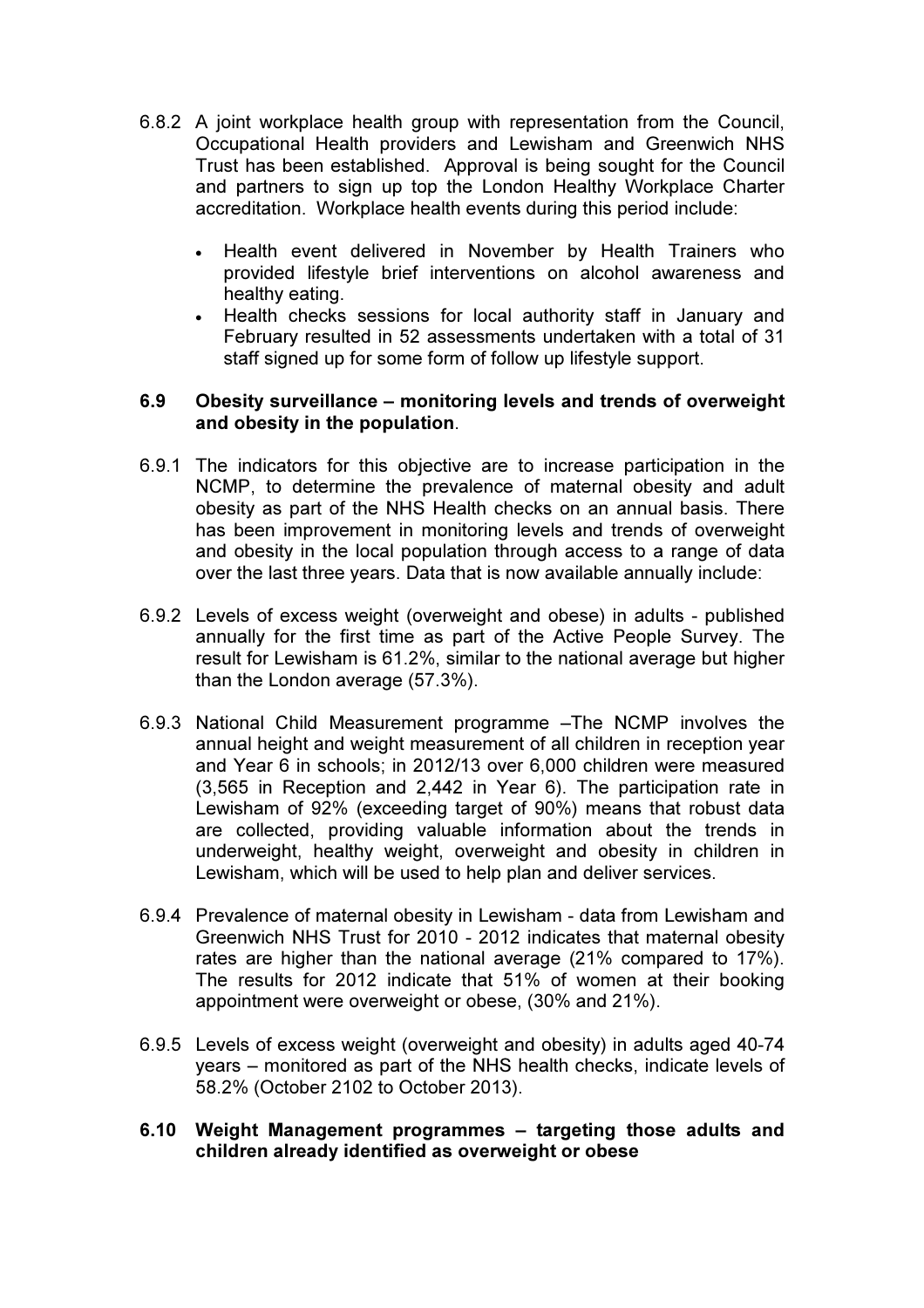6.8.2 A joint workplace health group with representation from the Council, Occupational Health providers and Lewisham and Greenwich NHS Trust has been established. Approval is being sought for the Council and partners to sign up top the London Healthy Workplace Charter accreditation. Workplace health events during this period include:

- Health event delivered in November by Health Trainers who provided lifestyle brief interventions on alcohol awareness and healthy eating.
- Health checks sessions for local authority staff in January and February resulted in 52 assessments undertaken with a total of 31 staff signed up for some form of follow up lifestyle support.

**6.9 Obesity surveillance – monitoring levels and trends of overweight and obesity in the population**.

6.9.1 The indicators for this objective are to increase participation in the NCMP, to determine the prevalence of maternal obesity and adult obesity as part of the NHS Health checks on an annual basis. There has been improvement in monitoring levels and trends of overweight and obesity in the local population through access to a range of data over the last three years. Data that is now available annually include:

6.9.2 Levels of excess weight (overweight and obese) in adults - published annually for the first time as part of the Active People Survey. The result for Lewisham is 61.2%, similar to the national average but higher than the London average (57.3%).

6.9.3 National Child Measurement programme –The NCMP involves the annual height and weight measurement of all children in reception year and Year 6 in schools; in 2012/13 over 6,000 children were measured (3,565 in Reception and 2,442 in Year 6). The participation rate in Lewisham of 92% (exceeding target of 90%) means that robust data are collected, providing valuable information about the trends in underweight, healthy weight, overweight and obesity in children in Lewisham, which will be used to help plan and deliver services.

6.9.4 Prevalence of maternal obesity in Lewisham - data from Lewisham and Greenwich NHS Trust for 2010 - 2012 indicates that maternal obesity rates are higher than the national average (21% compared to 17%). The results for 2012 indicate that 51% of women at their booking appointment were overweight or obese, (30% and 21%).

6.9.5 Levels of excess weight (overweight and obesity) in adults aged 40-74 years – monitored as part of the NHS health checks, indicate levels of 58.2% (October 2102 to October 2013).

**6.10 Weight Management programmes – targeting those adults and children already identified as overweight or obese**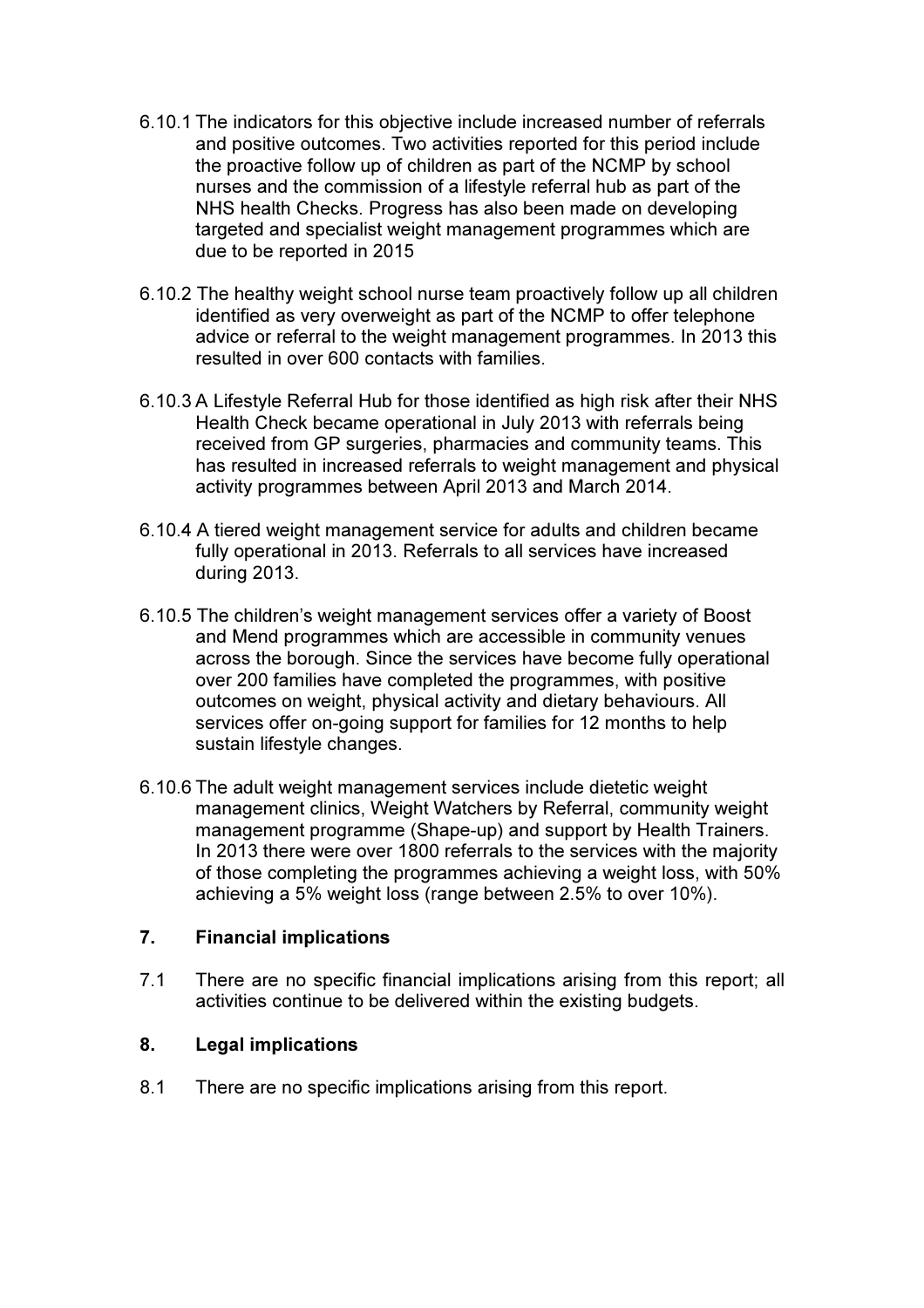6.10.1 The indicators for this objective include increased number of referrals and positive outcomes. Two activities reported for this period include the proactive follow up of children as part of the NCMP by school nurses and the commission of a lifestyle referral hub as part of the NHS health Checks. Progress has also been made on developing targeted and specialist weight management programmes which are due to be reported in 2015

6.10.2 The healthy weight school nurse team proactively follow up all children identified as very overweight as part of the NCMP to offer telephone advice or referral to the weight management programmes. In 2013 this resulted in over 600 contacts with families.

6.10.3 A Lifestyle Referral Hub for those identified as high risk after their NHS Health Check became operational in July 2013 with referrals being received from GP surgeries, pharmacies and community teams. This has resulted in increased referrals to weight management and physical activity programmes between April 2013 and March 2014.

6.10.4 A tiered weight management service for adults and children became fully operational in 2013. Referrals to all services have increased during 2013.

6.10.5 The children's weight management services offer a variety of Boost and Mend programmes which are accessible in community venues across the borough. Since the services have become fully operational over 200 families have completed the programmes, with positive outcomes on weight, physical activity and dietary behaviours. All services offer on-going support for families for 12 months to help sustain lifestyle changes.

6.10.6 The adult weight management services include dietetic weight management clinics, Weight Watchers by Referral, community weight management programme (Shape-up) and support by Health Trainers. In 2013 there were over 1800 referrals to the services with the majority of those completing the programmes achieving a weight loss, with 50% achieving a 5% weight loss (range between 2.5% to over 10%).

## 7. Financial implications

7.1 There are no specific financial implications arising from this report; all activities continue to be delivered within the existing budgets.

## 8. Legal implications

8.1 There are no specific implications arising from this report.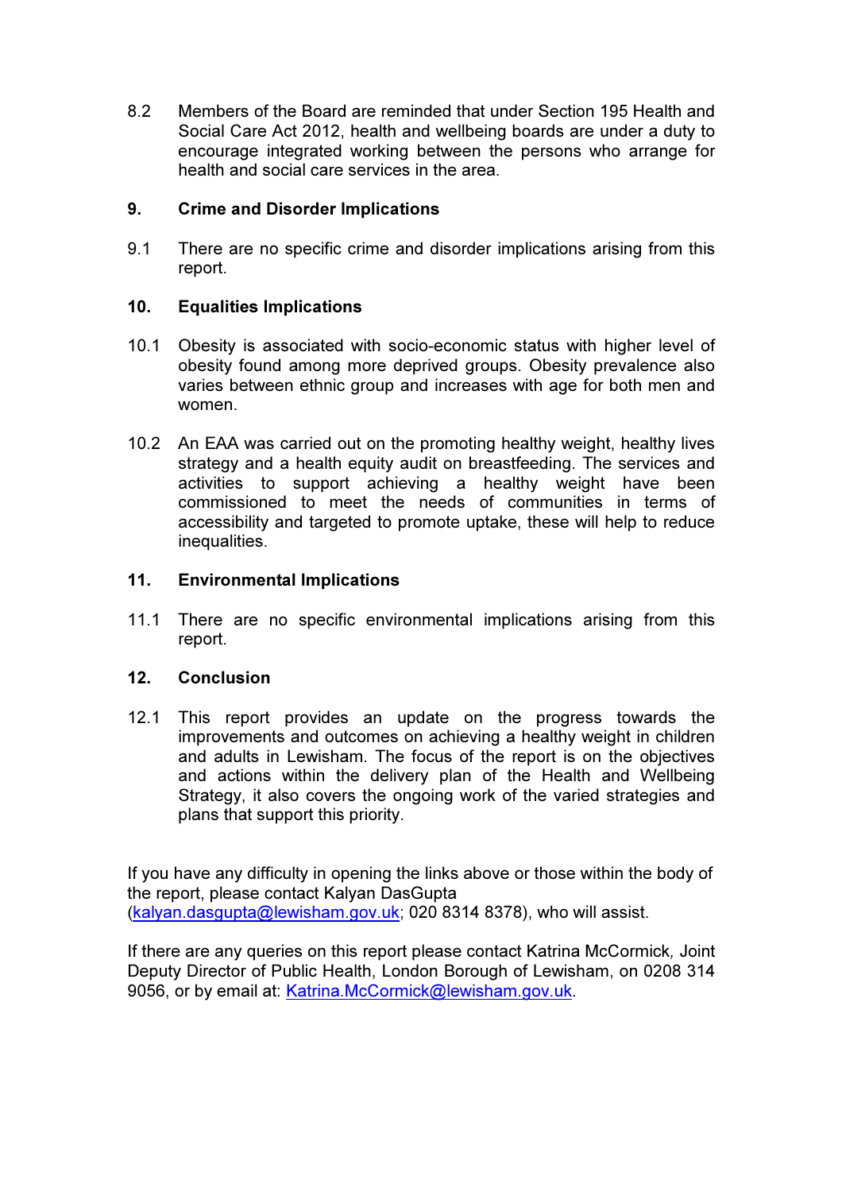8.2 Members of the Board are reminded that under Section 195 Health and Social Care Act 2012, health and wellbeing boards are under a duty to encourage integrated working between the persons who arrange for health and social care services in the area.

## 9. Crime and Disorder Implications

9.1 There are no specific crime and disorder implications arising from this report.

## 10. Equalities Implications

10.1 Obesity is associated with socio-economic status with higher level of obesity found among more deprived groups. Obesity prevalence also varies between ethnic group and increases with age for both men and women.

10.2 An EAA was carried out on the promoting healthy weight, healthy lives strategy and a health equity audit on breastfeeding. The services and activities to support achieving a healthy weight have been commissioned to meet the needs of communities in terms of accessibility and targeted to promote uptake, these will help to reduce inequalities.

## 11. Environmental Implications

11.1 There are no specific environmental implications arising from this report.

## 12. Conclusion

12.1 This report provides an update on the progress towards the improvements and outcomes on achieving a healthy weight in children and adults in Lewisham. The focus of the report is on the objectives and actions within the delivery plan of the Health and Wellbeing Strategy, it also covers the ongoing work of the varied strategies and plans that support this priority.

If you have any difficulty in opening the links above or those within the body of the report, please contact Kalyan DasGupta (kalyan.dasgupta@lewisham.gov.uk; 020 8314 8378), who will assist.

If there are any queries on this report please contact Katrina McCormick, Joint Deputy Director of Public Health, London Borough of Lewisham, on 0208 314 9056, or by email at: Katrina.McCormick@lewisham.gov.uk.